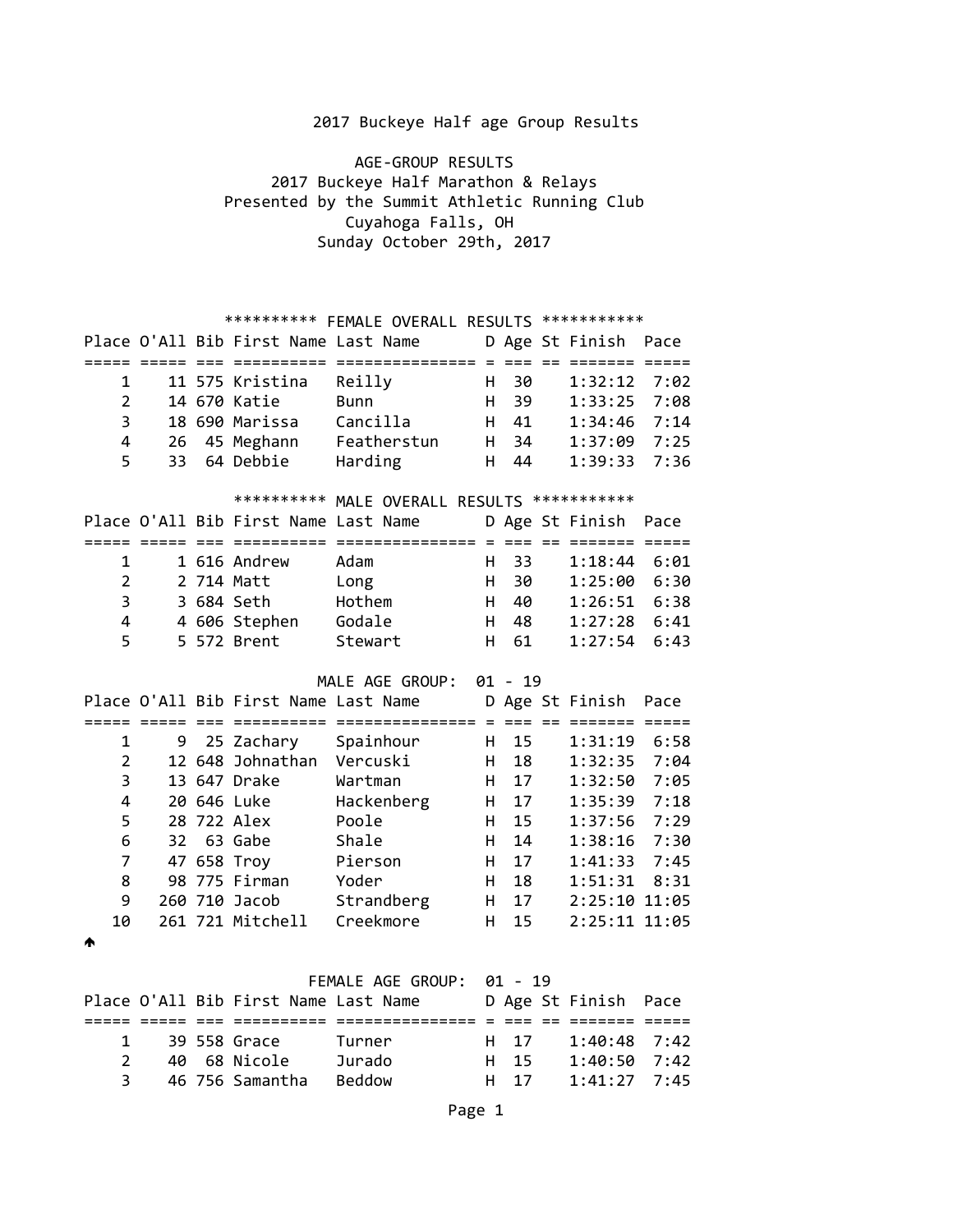2017 Buckeye Half age Group Results

# AGE-GROUP RESULTS

## 2017 Buckeye Half Marathon & Relays

Presented by the Summit Athletic Running Club
Cuyahoga Falls, OH
Sunday October 29th, 2017

### ********** FEMALE OVERALL RESULTS ***********

| Place | O'All | Bib | First Name | Last Name | D | Age | St | Finish | Pace |
|---|---|---|---|---|---|---|---|---|---|
| 1 | 11 | 575 | Kristina | Reilly | H | 30 | | 1:32:12 | 7:02 |
| 2 | 14 | 670 | Katie | Bunn | H | 39 | | 1:33:25 | 7:08 |
| 3 | 18 | 690 | Marissa | Cancilla | H | 41 | | 1:34:46 | 7:14 |
| 4 | 26 | 45 | Meghann | Featherstun | H | 34 | | 1:37:09 | 7:25 |
| 5 | 33 | 64 | Debbie | Harding | H | 44 | | 1:39:33 | 7:36 |

### ********** MALE OVERALL RESULTS ***********

| Place | O'All | Bib | First Name | Last Name | D | Age | St | Finish | Pace |
|---|---|---|---|---|---|---|---|---|---|
| 1 | 1 | 616 | Andrew | Adam | H | 33 | | 1:18:44 | 6:01 |
| 2 | 2 | 714 | Matt | Long | H | 30 | | 1:25:00 | 6:30 |
| 3 | 3 | 684 | Seth | Hothem | H | 40 | | 1:26:51 | 6:38 |
| 4 | 4 | 606 | Stephen | Godale | H | 48 | | 1:27:28 | 6:41 |
| 5 | 5 | 572 | Brent | Stewart | H | 61 | | 1:27:54 | 6:43 |

### MALE AGE GROUP: 01 - 19

| Place | O'All | Bib | First Name | Last Name | D | Age | St | Finish | Pace |
|---|---|---|---|---|---|---|---|---|---|
| 1 | 9 | 25 | Zachary | Spainhour | H | 15 | | 1:31:19 | 6:58 |
| 2 | 12 | 648 | Johnathan | Vercuski | H | 18 | | 1:32:35 | 7:04 |
| 3 | 13 | 647 | Drake | Wartman | H | 17 | | 1:32:50 | 7:05 |
| 4 | 20 | 646 | Luke | Hackenberg | H | 17 | | 1:35:39 | 7:18 |
| 5 | 28 | 722 | Alex | Poole | H | 15 | | 1:37:56 | 7:29 |
| 6 | 32 | 63 | Gabe | Shale | H | 14 | | 1:38:16 | 7:30 |
| 7 | 47 | 658 | Troy | Pierson | H | 17 | | 1:41:33 | 7:45 |
| 8 | 98 | 775 | Firman | Yoder | H | 18 | | 1:51:31 | 8:31 |
| 9 | 260 | 710 | Jacob | Strandberg | H | 17 | | 2:25:10 | 11:05 |
| 10 | 261 | 721 | Mitchell | Creekmore | H | 15 | | 2:25:11 | 11:05 |

### FEMALE AGE GROUP: 01 - 19

| Place | O'All | Bib | First Name | Last Name | D | Age | St | Finish | Pace |
|---|---|---|---|---|---|---|---|---|---|
| 1 | 39 | 558 | Grace | Turner | H | 17 | | 1:40:48 | 7:42 |
| 2 | 40 | 68 | Nicole | Jurado | H | 15 | | 1:40:50 | 7:42 |
| 3 | 46 | 756 | Samantha | Beddow | H | 17 | | 1:41:27 | 7:45 |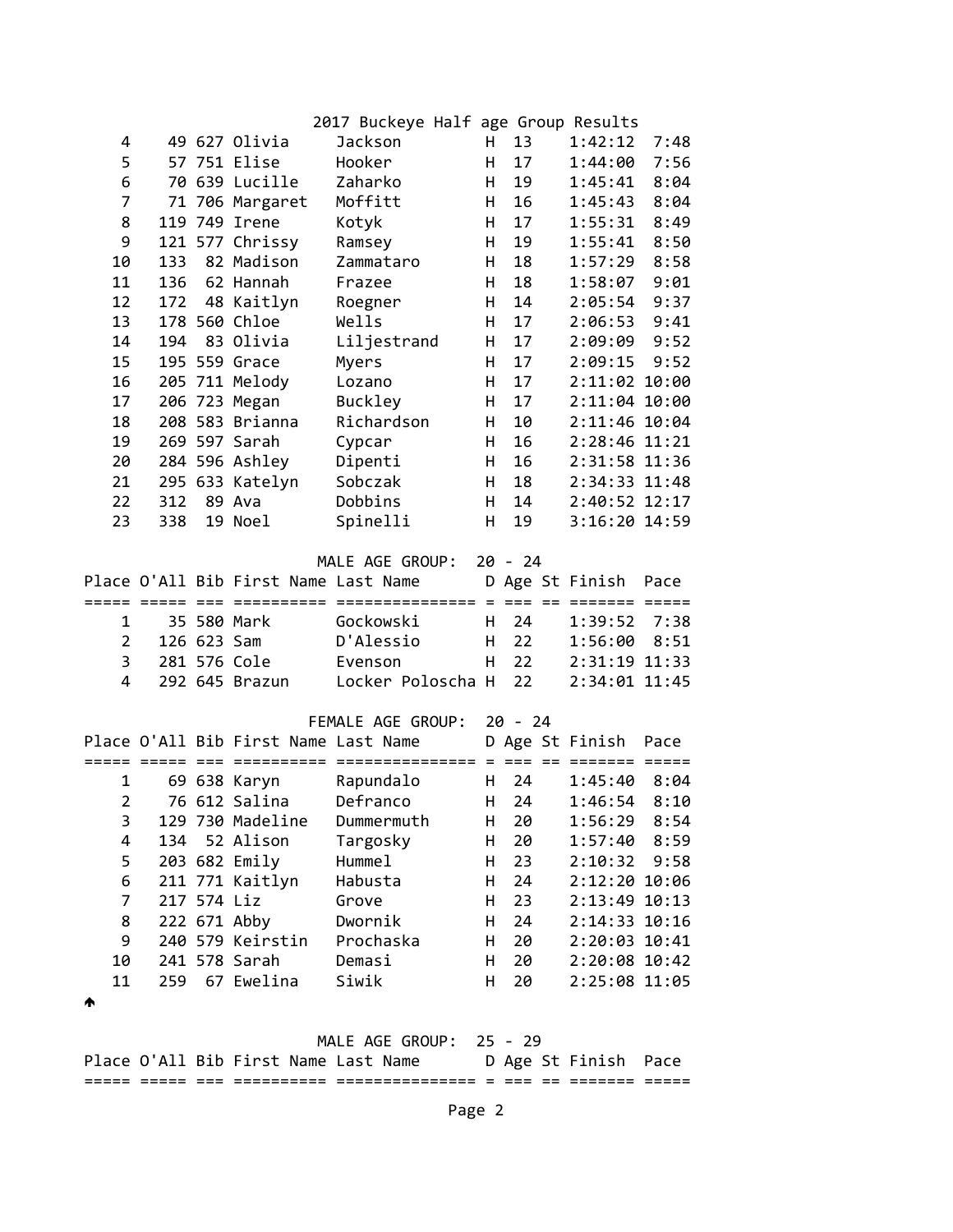## 2017 Buckeye Half age Group Results

| Place | O'All | Bib | First Name | Last Name | D | Age | St | Finish | Pace |
|---|---|---|---|---|---|---|---|---|---|
| 4 | 49 | 627 | Olivia | Jackson | H | 13 | | 1:42:12 | 7:48 |
| 5 | 57 | 751 | Elise | Hooker | H | 17 | | 1:44:00 | 7:56 |
| 6 | 70 | 639 | Lucille | Zaharko | H | 19 | | 1:45:41 | 8:04 |
| 7 | 71 | 706 | Margaret | Moffitt | H | 16 | | 1:45:43 | 8:04 |
| 8 | 119 | 749 | Irene | Kotyk | H | 17 | | 1:55:31 | 8:49 |
| 9 | 121 | 577 | Chrissy | Ramsey | H | 19 | | 1:55:41 | 8:50 |
| 10 | 133 | 82 | Madison | Zammataro | H | 18 | | 1:57:29 | 8:58 |
| 11 | 136 | 62 | Hannah | Frazee | H | 18 | | 1:58:07 | 9:01 |
| 12 | 172 | 48 | Kaitlyn | Roegner | H | 14 | | 2:05:54 | 9:37 |
| 13 | 178 | 560 | Chloe | Wells | H | 17 | | 2:06:53 | 9:41 |
| 14 | 194 | 83 | Olivia | Liljestrand | H | 17 | | 2:09:09 | 9:52 |
| 15 | 195 | 559 | Grace | Myers | H | 17 | | 2:09:15 | 9:52 |
| 16 | 205 | 711 | Melody | Lozano | H | 17 | | 2:11:02 | 10:00 |
| 17 | 206 | 723 | Megan | Buckley | H | 17 | | 2:11:04 | 10:00 |
| 18 | 208 | 583 | Brianna | Richardson | H | 10 | | 2:11:46 | 10:04 |
| 19 | 269 | 597 | Sarah | Cypcar | H | 16 | | 2:28:46 | 11:21 |
| 20 | 284 | 596 | Ashley | Dipenti | H | 16 | | 2:31:58 | 11:36 |
| 21 | 295 | 633 | Katelyn | Sobczak | H | 18 | | 2:34:33 | 11:48 |
| 22 | 312 | 89 | Ava | Dobbins | H | 14 | | 2:40:52 | 12:17 |
| 23 | 338 | 19 | Noel | Spinelli | H | 19 | | 3:16:20 | 14:59 |

### MALE AGE GROUP: 20 - 24

| Place | O'All | Bib | First Name | Last Name | D | Age | St | Finish | Pace |
|---|---|---|---|---|---|---|---|---|---|
| 1 | 35 | 580 | Mark | Gockowski | H | 24 | | 1:39:52 | 7:38 |
| 2 | 126 | 623 | Sam | D'Alessio | H | 22 | | 1:56:00 | 8:51 |
| 3 | 281 | 576 | Cole | Evenson | H | 22 | | 2:31:19 | 11:33 |
| 4 | 292 | 645 | Brazun | Locker Poloscha | H | 22 | | 2:34:01 | 11:45 |

### FEMALE AGE GROUP: 20 - 24

| Place | O'All | Bib | First Name | Last Name | D | Age | St | Finish | Pace |
|---|---|---|---|---|---|---|---|---|---|
| 1 | 69 | 638 | Karyn | Rapundalo | H | 24 | | 1:45:40 | 8:04 |
| 2 | 76 | 612 | Salina | Defranco | H | 24 | | 1:46:54 | 8:10 |
| 3 | 129 | 730 | Madeline | Dummermuth | H | 20 | | 1:56:29 | 8:54 |
| 4 | 134 | 52 | Alison | Targosky | H | 20 | | 1:57:40 | 8:59 |
| 5 | 203 | 682 | Emily | Hummel | H | 23 | | 2:10:32 | 9:58 |
| 6 | 211 | 771 | Kaitlyn | Habusta | H | 24 | | 2:12:20 | 10:06 |
| 7 | 217 | 574 | Liz | Grove | H | 23 | | 2:13:49 | 10:13 |
| 8 | 222 | 671 | Abby | Dwornik | H | 24 | | 2:14:33 | 10:16 |
| 9 | 240 | 579 | Keirstin | Prochaska | H | 20 | | 2:20:03 | 10:41 |
| 10 | 241 | 578 | Sarah | Demasi | H | 20 | | 2:20:08 | 10:42 |
| 11 | 259 | 67 | Ewelina | Siwik | H | 20 | | 2:25:08 | 11:05 |

### MALE AGE GROUP: 25 - 29

| Place | O'All | Bib | First Name | Last Name | D | Age | St | Finish | Pace |
|---|---|---|---|---|---|---|---|---|---|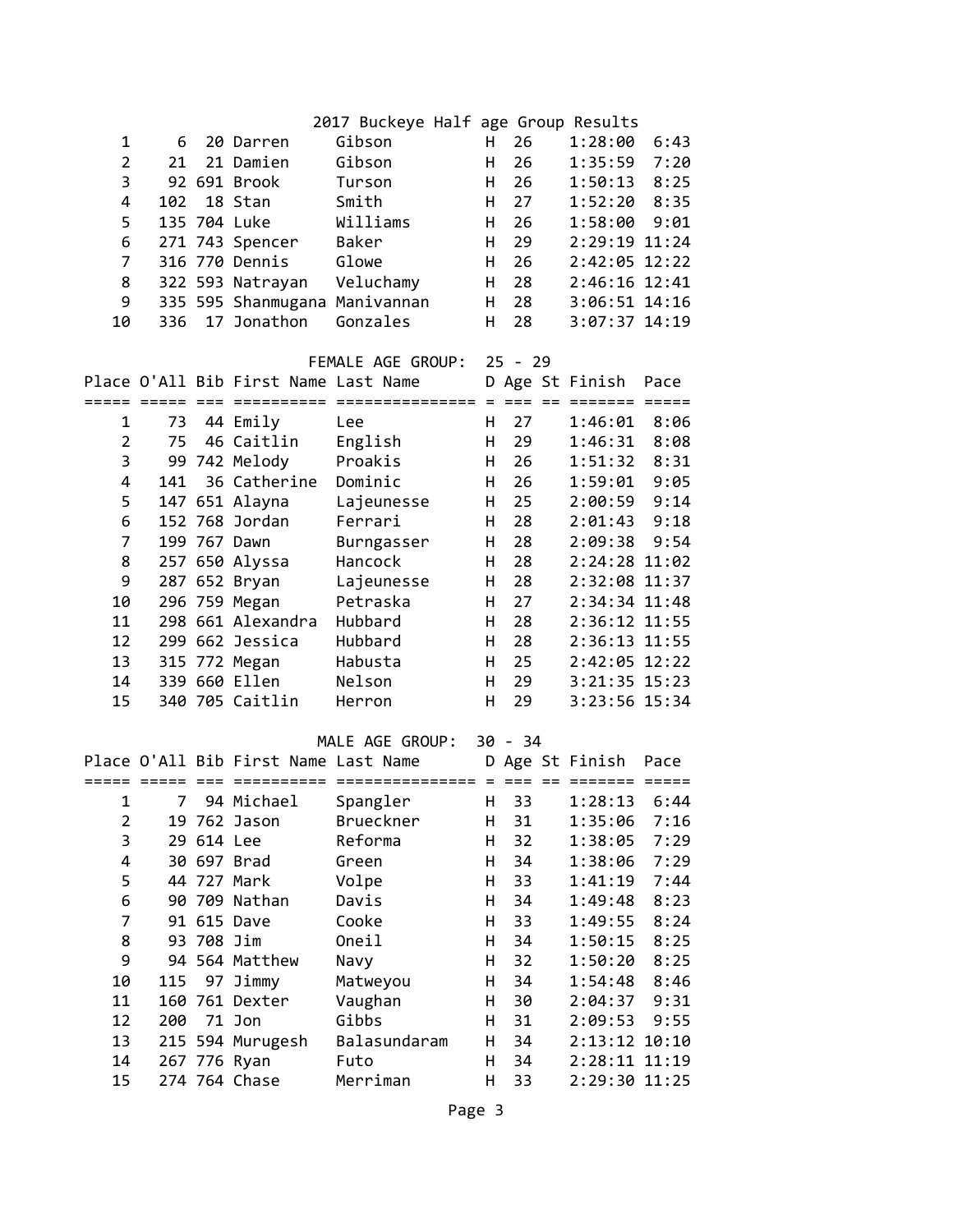| Place | O'All | Bib | First Name | Last Name | D | Age | St | Finish | Pace |
|---|---|---|---|---|---|---|---|---|---|
| 1 | 6 | 20 | Darren | Gibson | H | 26 | | 1:28:00 | 6:43 |
| 2 | 21 | 21 | Damien | Gibson | H | 26 | | 1:35:59 | 7:20 |
| 3 | 92 | 691 | Brook | Turson | H | 26 | | 1:50:13 | 8:25 |
| 4 | 102 | 18 | Stan | Smith | H | 27 | | 1:52:20 | 8:35 |
| 5 | 135 | 704 | Luke | Williams | H | 26 | | 1:58:00 | 9:01 |
| 6 | 271 | 743 | Spencer | Baker | H | 29 | | 2:29:19 | 11:24 |
| 7 | 316 | 770 | Dennis | Glowe | H | 26 | | 2:42:05 | 12:22 |
| 8 | 322 | 593 | Natrayan | Veluchamy | H | 28 | | 2:46:16 | 12:41 |
| 9 | 335 | 595 | Shanmugana | Manivannan | H | 28 | | 3:06:51 | 14:16 |
| 10 | 336 | 17 | Jonathon | Gonzales | H | 28 | | 3:07:37 | 14:19 |

FEMALE AGE GROUP: 25 - 29

| Place | O'All | Bib | First Name | Last Name | D | Age | St | Finish | Pace |
|---|---|---|---|---|---|---|---|---|---|
| 1 | 73 | 44 | Emily | Lee | H | 27 | | 1:46:01 | 8:06 |
| 2 | 75 | 46 | Caitlin | English | H | 29 | | 1:46:31 | 8:08 |
| 3 | 99 | 742 | Melody | Proakis | H | 26 | | 1:51:32 | 8:31 |
| 4 | 141 | 36 | Catherine | Dominic | H | 26 | | 1:59:01 | 9:05 |
| 5 | 147 | 651 | Alayna | Lajeunesse | H | 25 | | 2:00:59 | 9:14 |
| 6 | 152 | 768 | Jordan | Ferrari | H | 28 | | 2:01:43 | 9:18 |
| 7 | 199 | 767 | Dawn | Burngasser | H | 28 | | 2:09:38 | 9:54 |
| 8 | 257 | 650 | Alyssa | Hancock | H | 28 | | 2:24:28 | 11:02 |
| 9 | 287 | 652 | Bryan | Lajeunesse | H | 28 | | 2:32:08 | 11:37 |
| 10 | 296 | 759 | Megan | Petraska | H | 27 | | 2:34:34 | 11:48 |
| 11 | 298 | 661 | Alexandra | Hubbard | H | 28 | | 2:36:12 | 11:55 |
| 12 | 299 | 662 | Jessica | Hubbard | H | 28 | | 2:36:13 | 11:55 |
| 13 | 315 | 772 | Megan | Habusta | H | 25 | | 2:42:05 | 12:22 |
| 14 | 339 | 660 | Ellen | Nelson | H | 29 | | 3:21:35 | 15:23 |
| 15 | 340 | 705 | Caitlin | Herron | H | 29 | | 3:23:56 | 15:34 |

MALE AGE GROUP: 30 - 34

| Place | O'All | Bib | First Name | Last Name | D | Age | St | Finish | Pace |
|---|---|---|---|---|---|---|---|---|---|
| 1 | 7 | 94 | Michael | Spangler | H | 33 | | 1:28:13 | 6:44 |
| 2 | 19 | 762 | Jason | Brueckner | H | 31 | | 1:35:06 | 7:16 |
| 3 | 29 | 614 | Lee | Reforma | H | 32 | | 1:38:05 | 7:29 |
| 4 | 30 | 697 | Brad | Green | H | 34 | | 1:38:06 | 7:29 |
| 5 | 44 | 727 | Mark | Volpe | H | 33 | | 1:41:19 | 7:44 |
| 6 | 90 | 709 | Nathan | Davis | H | 34 | | 1:49:48 | 8:23 |
| 7 | 91 | 615 | Dave | Cooke | H | 33 | | 1:49:55 | 8:24 |
| 8 | 93 | 708 | Jim | Oneil | H | 34 | | 1:50:15 | 8:25 |
| 9 | 94 | 564 | Matthew | Navy | H | 32 | | 1:50:20 | 8:25 |
| 10 | 115 | 97 | Jimmy | Matweyou | H | 34 | | 1:54:48 | 8:46 |
| 11 | 160 | 761 | Dexter | Vaughan | H | 30 | | 2:04:37 | 9:31 |
| 12 | 200 | 71 | Jon | Gibbs | H | 31 | | 2:09:53 | 9:55 |
| 13 | 215 | 594 | Murugesh | Balasundaram | H | 34 | | 2:13:12 | 10:10 |
| 14 | 267 | 776 | Ryan | Futo | H | 34 | | 2:28:11 | 11:19 |
| 15 | 274 | 764 | Chase | Merriman | H | 33 | | 2:29:30 | 11:25 |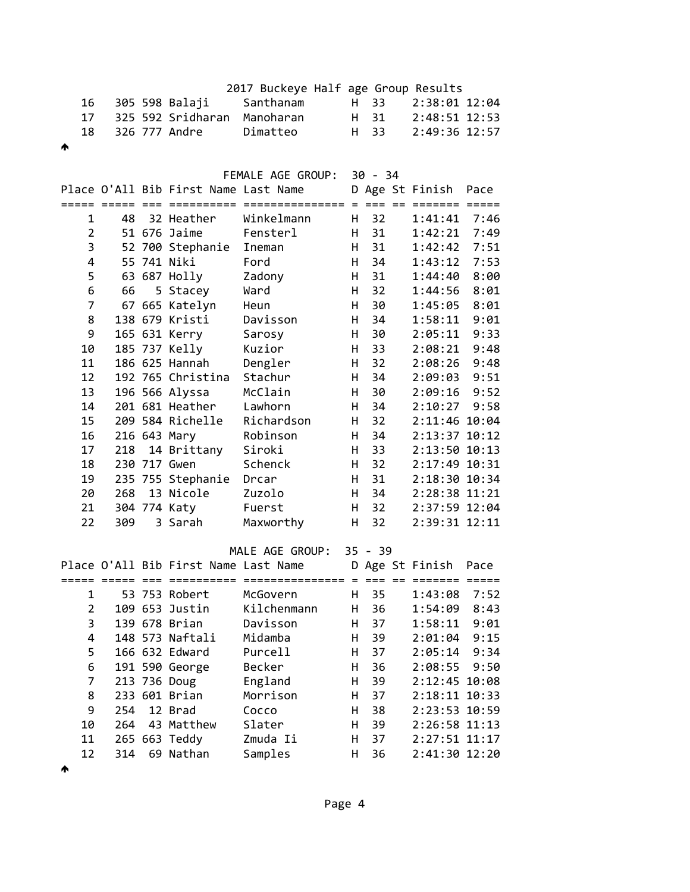2017 Buckeye Half age Group Results

| Place | O'All | Bib | First Name | Last Name | D | Age | St | Finish | Pace |
|---|---|---|---|---|---|---|---|---|---|
| 16 | 305 | 598 | Balaji | Santhanam | H | 33 | | 2:38:01 | 12:04 |
| 17 | 325 | 592 | Sridharan | Manoharan | H | 31 | | 2:48:51 | 12:53 |
| 18 | 326 | 777 | Andre | Dimatteo | H | 33 | | 2:49:36 | 12:57 |

FEMALE AGE GROUP: 30 - 34

| Place | O'All | Bib | First Name | Last Name | D | Age | St | Finish | Pace |
|---|---|---|---|---|---|---|---|---|---|
| 1 | 48 | 32 | Heather | Winkelmann | H | 32 | | 1:41:41 | 7:46 |
| 2 | 51 | 676 | Jaime | Fensterl | H | 31 | | 1:42:21 | 7:49 |
| 3 | 52 | 700 | Stephanie | Ineman | H | 31 | | 1:42:42 | 7:51 |
| 4 | 55 | 741 | Niki | Ford | H | 34 | | 1:43:12 | 7:53 |
| 5 | 63 | 687 | Holly | Zadony | H | 31 | | 1:44:40 | 8:00 |
| 6 | 66 | 5 | Stacey | Ward | H | 32 | | 1:44:56 | 8:01 |
| 7 | 67 | 665 | Katelyn | Heun | H | 30 | | 1:45:05 | 8:01 |
| 8 | 138 | 679 | Kristi | Davisson | H | 34 | | 1:58:11 | 9:01 |
| 9 | 165 | 631 | Kerry | Sarosy | H | 30 | | 2:05:11 | 9:33 |
| 10 | 185 | 737 | Kelly | Kuzior | H | 33 | | 2:08:21 | 9:48 |
| 11 | 186 | 625 | Hannah | Dengler | H | 32 | | 2:08:26 | 9:48 |
| 12 | 192 | 765 | Christina | Stachur | H | 34 | | 2:09:03 | 9:51 |
| 13 | 196 | 566 | Alyssa | McClain | H | 30 | | 2:09:16 | 9:52 |
| 14 | 201 | 681 | Heather | Lawhorn | H | 34 | | 2:10:27 | 9:58 |
| 15 | 209 | 584 | Richelle | Richardson | H | 32 | | 2:11:46 | 10:04 |
| 16 | 216 | 643 | Mary | Robinson | H | 34 | | 2:13:37 | 10:12 |
| 17 | 218 | 14 | Brittany | Siroki | H | 33 | | 2:13:50 | 10:13 |
| 18 | 230 | 717 | Gwen | Schenck | H | 32 | | 2:17:49 | 10:31 |
| 19 | 235 | 755 | Stephanie | Drcar | H | 31 | | 2:18:30 | 10:34 |
| 20 | 268 | 13 | Nicole | Zuzolo | H | 34 | | 2:28:38 | 11:21 |
| 21 | 304 | 774 | Katy | Fuerst | H | 32 | | 2:37:59 | 12:04 |
| 22 | 309 | 3 | Sarah | Maxworthy | H | 32 | | 2:39:31 | 12:11 |

MALE AGE GROUP: 35 - 39

| Place | O'All | Bib | First Name | Last Name | D | Age | St | Finish | Pace |
|---|---|---|---|---|---|---|---|---|---|
| 1 | 53 | 753 | Robert | McGovern | H | 35 | | 1:43:08 | 7:52 |
| 2 | 109 | 653 | Justin | Kilchenmann | H | 36 | | 1:54:09 | 8:43 |
| 3 | 139 | 678 | Brian | Davisson | H | 37 | | 1:58:11 | 9:01 |
| 4 | 148 | 573 | Naftali | Midamba | H | 39 | | 2:01:04 | 9:15 |
| 5 | 166 | 632 | Edward | Purcell | H | 37 | | 2:05:14 | 9:34 |
| 6 | 191 | 590 | George | Becker | H | 36 | | 2:08:55 | 9:50 |
| 7 | 213 | 736 | Doug | England | H | 39 | | 2:12:45 | 10:08 |
| 8 | 233 | 601 | Brian | Morrison | H | 37 | | 2:18:11 | 10:33 |
| 9 | 254 | 12 | Brad | Cocco | H | 38 | | 2:23:53 | 10:59 |
| 10 | 264 | 43 | Matthew | Slater | H | 39 | | 2:26:58 | 11:13 |
| 11 | 265 | 663 | Teddy | Zmuda Ii | H | 37 | | 2:27:51 | 11:17 |
| 12 | 314 | 69 | Nathan | Samples | H | 36 | | 2:41:30 | 12:20 |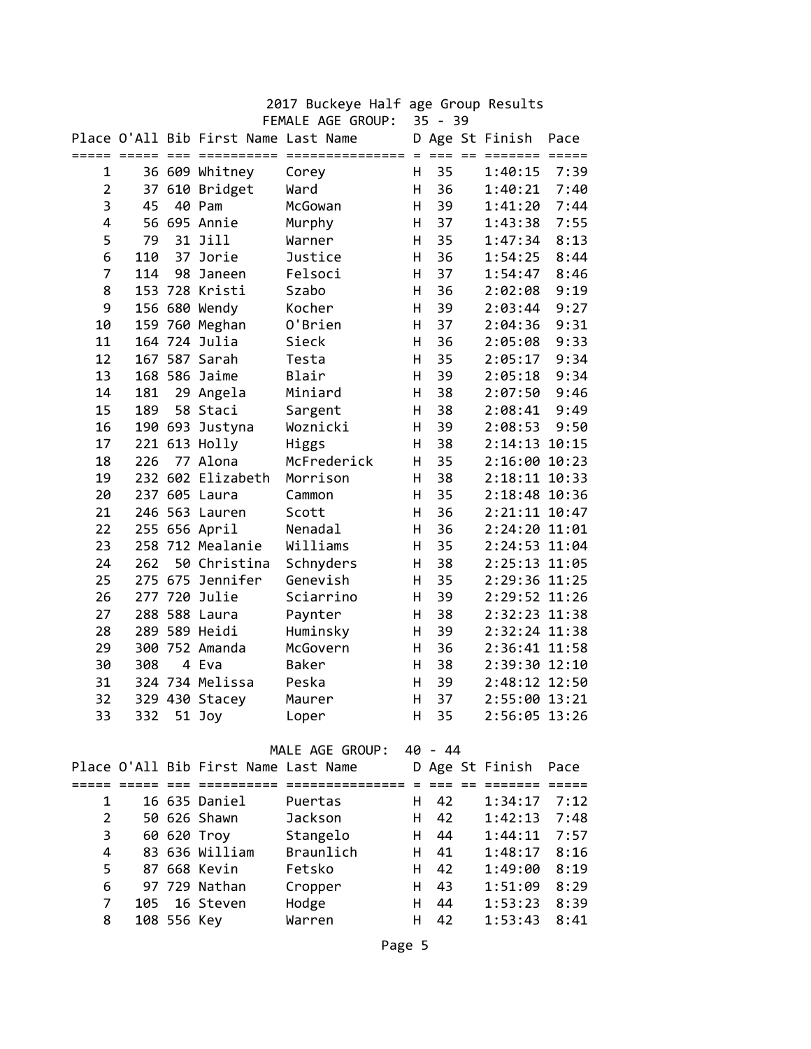# 2017 Buckeye Half age Group Results

## FEMALE AGE GROUP: 35 - 39

| Place | O'All | Bib | First Name | Last Name | D | Age | St | Finish | Pace |
|---|---|---|---|---|---|---|---|---|---|
| 1 | 36 | 609 | Whitney | Corey | H | 35 | | 1:40:15 | 7:39 |
| 2 | 37 | 610 | Bridget | Ward | H | 36 | | 1:40:21 | 7:40 |
| 3 | 45 | 40 | Pam | McGowan | H | 39 | | 1:41:20 | 7:44 |
| 4 | 56 | 695 | Annie | Murphy | H | 37 | | 1:43:38 | 7:55 |
| 5 | 79 | 31 | Jill | Warner | H | 35 | | 1:47:34 | 8:13 |
| 6 | 110 | 37 | Jorie | Justice | H | 36 | | 1:54:25 | 8:44 |
| 7 | 114 | 98 | Janeen | Felsoci | H | 37 | | 1:54:47 | 8:46 |
| 8 | 153 | 728 | Kristi | Szabo | H | 36 | | 2:02:08 | 9:19 |
| 9 | 156 | 680 | Wendy | Kocher | H | 39 | | 2:03:44 | 9:27 |
| 10 | 159 | 760 | Meghan | O'Brien | H | 37 | | 2:04:36 | 9:31 |
| 11 | 164 | 724 | Julia | Sieck | H | 36 | | 2:05:08 | 9:33 |
| 12 | 167 | 587 | Sarah | Testa | H | 35 | | 2:05:17 | 9:34 |
| 13 | 168 | 586 | Jaime | Blair | H | 39 | | 2:05:18 | 9:34 |
| 14 | 181 | 29 | Angela | Miniard | H | 38 | | 2:07:50 | 9:46 |
| 15 | 189 | 58 | Staci | Sargent | H | 38 | | 2:08:41 | 9:49 |
| 16 | 190 | 693 | Justyna | Woznicki | H | 39 | | 2:08:53 | 9:50 |
| 17 | 221 | 613 | Holly | Higgs | H | 38 | | 2:14:13 | 10:15 |
| 18 | 226 | 77 | Alona | McFrederick | H | 35 | | 2:16:00 | 10:23 |
| 19 | 232 | 602 | Elizabeth | Morrison | H | 38 | | 2:18:11 | 10:33 |
| 20 | 237 | 605 | Laura | Cammon | H | 35 | | 2:18:48 | 10:36 |
| 21 | 246 | 563 | Lauren | Scott | H | 36 | | 2:21:11 | 10:47 |
| 22 | 255 | 656 | April | Nenadal | H | 36 | | 2:24:20 | 11:01 |
| 23 | 258 | 712 | Mealanie | Williams | H | 35 | | 2:24:53 | 11:04 |
| 24 | 262 | 50 | Christina | Schnyders | H | 38 | | 2:25:13 | 11:05 |
| 25 | 275 | 675 | Jennifer | Genevish | H | 35 | | 2:29:36 | 11:25 |
| 26 | 277 | 720 | Julie | Sciarrino | H | 39 | | 2:29:52 | 11:26 |
| 27 | 288 | 588 | Laura | Paynter | H | 38 | | 2:32:23 | 11:38 |
| 28 | 289 | 589 | Heidi | Huminsky | H | 39 | | 2:32:24 | 11:38 |
| 29 | 300 | 752 | Amanda | McGovern | H | 36 | | 2:36:41 | 11:58 |
| 30 | 308 | 4 | Eva | Baker | H | 38 | | 2:39:30 | 12:10 |
| 31 | 324 | 734 | Melissa | Peska | H | 39 | | 2:48:12 | 12:50 |
| 32 | 329 | 430 | Stacey | Maurer | H | 37 | | 2:55:00 | 13:21 |
| 33 | 332 | 51 | Joy | Loper | H | 35 | | 2:56:05 | 13:26 |

## MALE AGE GROUP: 40 - 44

| Place | O'All | Bib | First Name | Last Name | D | Age | St | Finish | Pace |
|---|---|---|---|---|---|---|---|---|---|
| 1 | 16 | 635 | Daniel | Puertas | H | 42 | | 1:34:17 | 7:12 |
| 2 | 50 | 626 | Shawn | Jackson | H | 42 | | 1:42:13 | 7:48 |
| 3 | 60 | 620 | Troy | Stangelo | H | 44 | | 1:44:11 | 7:57 |
| 4 | 83 | 636 | William | Braunlich | H | 41 | | 1:48:17 | 8:16 |
| 5 | 87 | 668 | Kevin | Fetsko | H | 42 | | 1:49:00 | 8:19 |
| 6 | 97 | 729 | Nathan | Cropper | H | 43 | | 1:51:09 | 8:29 |
| 7 | 105 | 16 | Steven | Hodge | H | 44 | | 1:53:23 | 8:39 |
| 8 | 108 | 556 | Key | Warren | H | 42 | | 1:53:43 | 8:41 |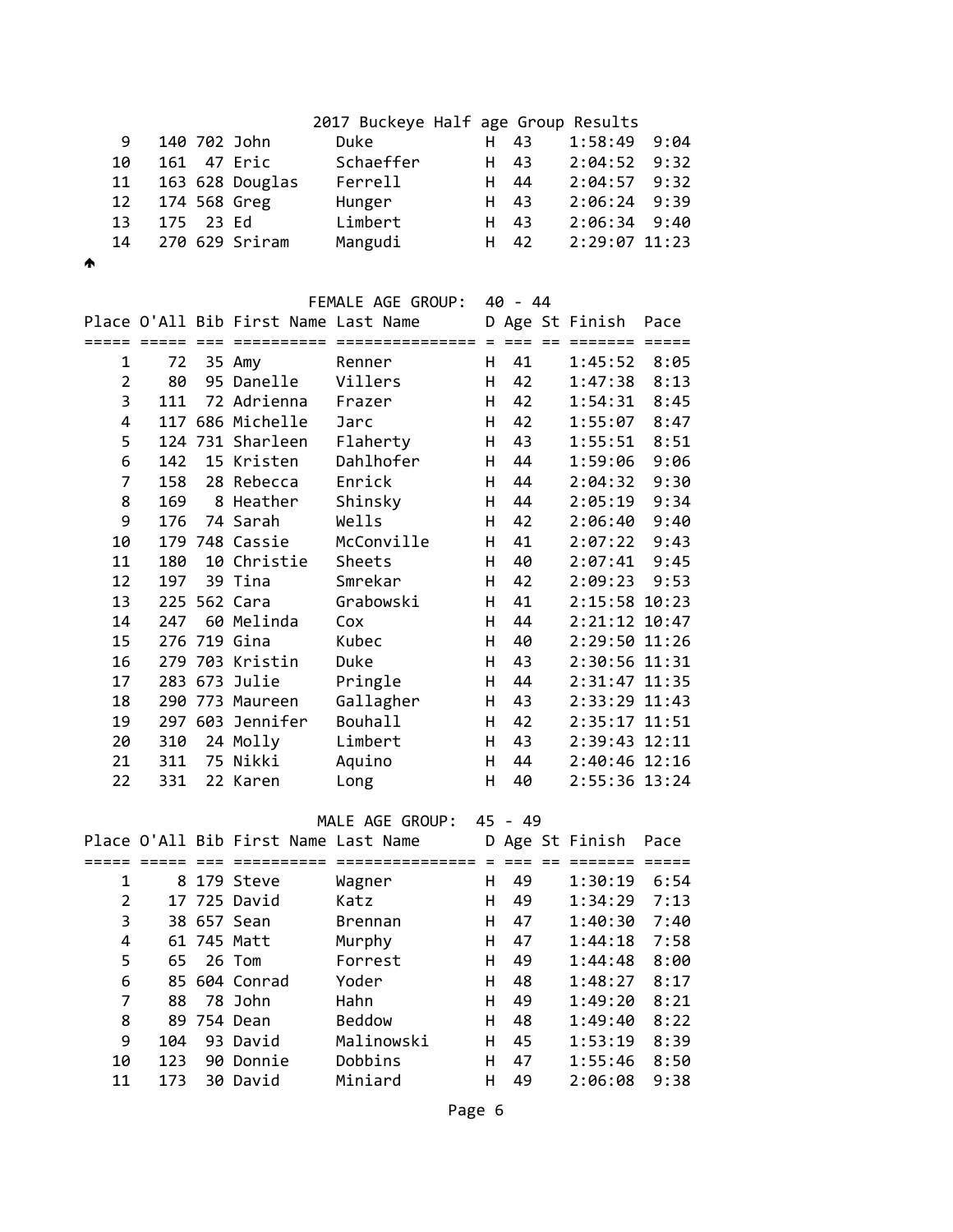2017 Buckeye Half age Group Results

| Place | O'All | Bib | First Name | Last Name | D | Age | St | Finish | Pace |
|---|---|---|---|---|---|---|---|---|---|
| 9 | 140 | 702 | John | Duke | H | 43 | | 1:58:49 | 9:04 |
| 10 | 161 | 47 | Eric | Schaeffer | H | 43 | | 2:04:52 | 9:32 |
| 11 | 163 | 628 | Douglas | Ferrell | H | 44 | | 2:04:57 | 9:32 |
| 12 | 174 | 568 | Greg | Hunger | H | 43 | | 2:06:24 | 9:39 |
| 13 | 175 | 23 | Ed | Limbert | H | 43 | | 2:06:34 | 9:40 |
| 14 | 270 | 629 | Sriram | Mangudi | H | 42 | | 2:29:07 | 11:23 |

FEMALE AGE GROUP: 40 - 44

| Place | O'All | Bib | First Name | Last Name | D | Age | St | Finish | Pace |
|---|---|---|---|---|---|---|---|---|---|
| 1 | 72 | 35 | Amy | Renner | H | 41 | | 1:45:52 | 8:05 |
| 2 | 80 | 95 | Danelle | Villers | H | 42 | | 1:47:38 | 8:13 |
| 3 | 111 | 72 | Adrienna | Frazer | H | 42 | | 1:54:31 | 8:45 |
| 4 | 117 | 686 | Michelle | Jarc | H | 42 | | 1:55:07 | 8:47 |
| 5 | 124 | 731 | Sharleen | Flaherty | H | 43 | | 1:55:51 | 8:51 |
| 6 | 142 | 15 | Kristen | Dahlhofer | H | 44 | | 1:59:06 | 9:06 |
| 7 | 158 | 28 | Rebecca | Enrick | H | 44 | | 2:04:32 | 9:30 |
| 8 | 169 | 8 | Heather | Shinsky | H | 44 | | 2:05:19 | 9:34 |
| 9 | 176 | 74 | Sarah | Wells | H | 42 | | 2:06:40 | 9:40 |
| 10 | 179 | 748 | Cassie | McConville | H | 41 | | 2:07:22 | 9:43 |
| 11 | 180 | 10 | Christie | Sheets | H | 40 | | 2:07:41 | 9:45 |
| 12 | 197 | 39 | Tina | Smrekar | H | 42 | | 2:09:23 | 9:53 |
| 13 | 225 | 562 | Cara | Grabowski | H | 41 | | 2:15:58 | 10:23 |
| 14 | 247 | 60 | Melinda | Cox | H | 44 | | 2:21:12 | 10:47 |
| 15 | 276 | 719 | Gina | Kubec | H | 40 | | 2:29:50 | 11:26 |
| 16 | 279 | 703 | Kristin | Duke | H | 43 | | 2:30:56 | 11:31 |
| 17 | 283 | 673 | Julie | Pringle | H | 44 | | 2:31:47 | 11:35 |
| 18 | 290 | 773 | Maureen | Gallagher | H | 43 | | 2:33:29 | 11:43 |
| 19 | 297 | 603 | Jennifer | Bouhall | H | 42 | | 2:35:17 | 11:51 |
| 20 | 310 | 24 | Molly | Limbert | H | 43 | | 2:39:43 | 12:11 |
| 21 | 311 | 75 | Nikki | Aquino | H | 44 | | 2:40:46 | 12:16 |
| 22 | 331 | 22 | Karen | Long | H | 40 | | 2:55:36 | 13:24 |

MALE AGE GROUP: 45 - 49

| Place | O'All | Bib | First Name | Last Name | D | Age | St | Finish | Pace |
|---|---|---|---|---|---|---|---|---|---|
| 1 | 8 | 179 | Steve | Wagner | H | 49 | | 1:30:19 | 6:54 |
| 2 | 17 | 725 | David | Katz | H | 49 | | 1:34:29 | 7:13 |
| 3 | 38 | 657 | Sean | Brennan | H | 47 | | 1:40:30 | 7:40 |
| 4 | 61 | 745 | Matt | Murphy | H | 47 | | 1:44:18 | 7:58 |
| 5 | 65 | 26 | Tom | Forrest | H | 49 | | 1:44:48 | 8:00 |
| 6 | 85 | 604 | Conrad | Yoder | H | 48 | | 1:48:27 | 8:17 |
| 7 | 88 | 78 | John | Hahn | H | 49 | | 1:49:20 | 8:21 |
| 8 | 89 | 754 | Dean | Beddow | H | 48 | | 1:49:40 | 8:22 |
| 9 | 104 | 93 | David | Malinowski | H | 45 | | 1:53:19 | 8:39 |
| 10 | 123 | 90 | Donnie | Dobbins | H | 47 | | 1:55:46 | 8:50 |
| 11 | 173 | 30 | David | Miniard | H | 49 | | 2:06:08 | 9:38 |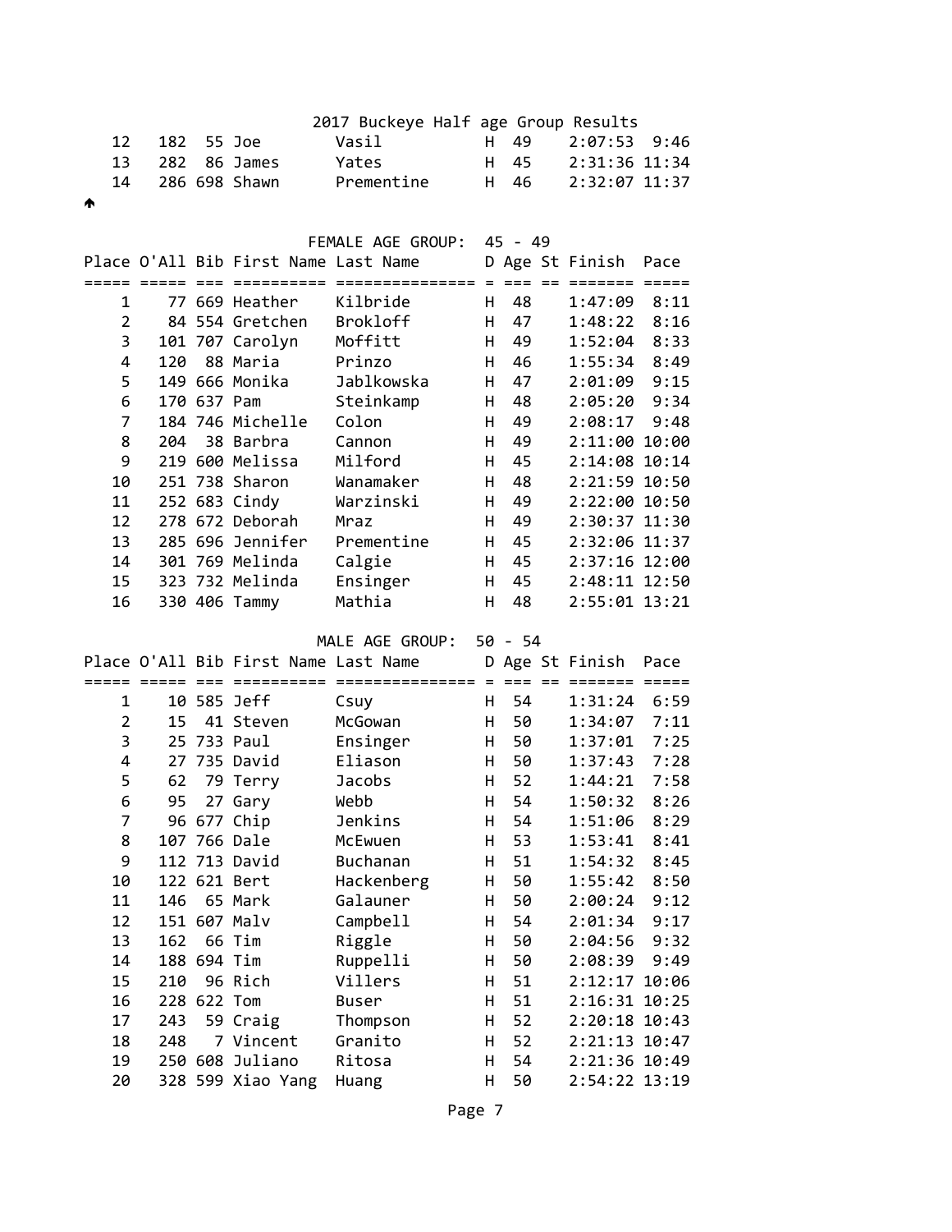2017 Buckeye Half age Group Results

| Place | O'All | Bib | First Name | Last Name | D | Age | St | Finish | Pace |
|---|---|---|---|---|---|---|---|---|---|
| 12 | 182 | 55 | Joe | Vasil | H | 49 | | 2:07:53 | 9:46 |
| 13 | 282 | 86 | James | Yates | H | 45 | | 2:31:36 | 11:34 |
| 14 | 286 | 698 | Shawn | Prementine | H | 46 | | 2:32:07 | 11:37 |

↑

## FEMALE AGE GROUP: 45 - 49

| Place | O'All | Bib | First Name | Last Name | D | Age | St | Finish | Pace |
|---|---|---|---|---|---|---|---|---|---|
| 1 | 77 | 669 | Heather | Kilbride | H | 48 | | 1:47:09 | 8:11 |
| 2 | 84 | 554 | Gretchen | Brokloff | H | 47 | | 1:48:22 | 8:16 |
| 3 | 101 | 707 | Carolyn | Moffitt | H | 49 | | 1:52:04 | 8:33 |
| 4 | 120 | 88 | Maria | Prinzo | H | 46 | | 1:55:34 | 8:49 |
| 5 | 149 | 666 | Monika | Jablkowska | H | 47 | | 2:01:09 | 9:15 |
| 6 | 170 | 637 | Pam | Steinkamp | H | 48 | | 2:05:20 | 9:34 |
| 7 | 184 | 746 | Michelle | Colon | H | 49 | | 2:08:17 | 9:48 |
| 8 | 204 | 38 | Barbra | Cannon | H | 49 | | 2:11:00 | 10:00 |
| 9 | 219 | 600 | Melissa | Milford | H | 45 | | 2:14:08 | 10:14 |
| 10 | 251 | 738 | Sharon | Wanamaker | H | 48 | | 2:21:59 | 10:50 |
| 11 | 252 | 683 | Cindy | Warzinski | H | 49 | | 2:22:00 | 10:50 |
| 12 | 278 | 672 | Deborah | Mraz | H | 49 | | 2:30:37 | 11:30 |
| 13 | 285 | 696 | Jennifer | Prementine | H | 45 | | 2:32:06 | 11:37 |
| 14 | 301 | 769 | Melinda | Calgie | H | 45 | | 2:37:16 | 12:00 |
| 15 | 323 | 732 | Melinda | Ensinger | H | 45 | | 2:48:11 | 12:50 |
| 16 | 330 | 406 | Tammy | Mathia | H | 48 | | 2:55:01 | 13:21 |

## MALE AGE GROUP: 50 - 54

| Place | O'All | Bib | First Name | Last Name | D | Age | St | Finish | Pace |
|---|---|---|---|---|---|---|---|---|---|
| 1 | 10 | 585 | Jeff | Csuy | H | 54 | | 1:31:24 | 6:59 |
| 2 | 15 | 41 | Steven | McGowan | H | 50 | | 1:34:07 | 7:11 |
| 3 | 25 | 733 | Paul | Ensinger | H | 50 | | 1:37:01 | 7:25 |
| 4 | 27 | 735 | David | Eliason | H | 50 | | 1:37:43 | 7:28 |
| 5 | 62 | 79 | Terry | Jacobs | H | 52 | | 1:44:21 | 7:58 |
| 6 | 95 | 27 | Gary | Webb | H | 54 | | 1:50:32 | 8:26 |
| 7 | 96 | 677 | Chip | Jenkins | H | 54 | | 1:51:06 | 8:29 |
| 8 | 107 | 766 | Dale | McEwuen | H | 53 | | 1:53:41 | 8:41 |
| 9 | 112 | 713 | David | Buchanan | H | 51 | | 1:54:32 | 8:45 |
| 10 | 122 | 621 | Bert | Hackenberg | H | 50 | | 1:55:42 | 8:50 |
| 11 | 146 | 65 | Mark | Galauner | H | 50 | | 2:00:24 | 9:12 |
| 12 | 151 | 607 | Malv | Campbell | H | 54 | | 2:01:34 | 9:17 |
| 13 | 162 | 66 | Tim | Riggle | H | 50 | | 2:04:56 | 9:32 |
| 14 | 188 | 694 | Tim | Ruppelli | H | 50 | | 2:08:39 | 9:49 |
| 15 | 210 | 96 | Rich | Villers | H | 51 | | 2:12:17 | 10:06 |
| 16 | 228 | 622 | Tom | Buser | H | 51 | | 2:16:31 | 10:25 |
| 17 | 243 | 59 | Craig | Thompson | H | 52 | | 2:20:18 | 10:43 |
| 18 | 248 | 7 | Vincent | Granito | H | 52 | | 2:21:13 | 10:47 |
| 19 | 250 | 608 | Juliano | Ritosa | H | 54 | | 2:21:36 | 10:49 |
| 20 | 328 | 599 | Xiao Yang | Huang | H | 50 | | 2:54:22 | 13:19 |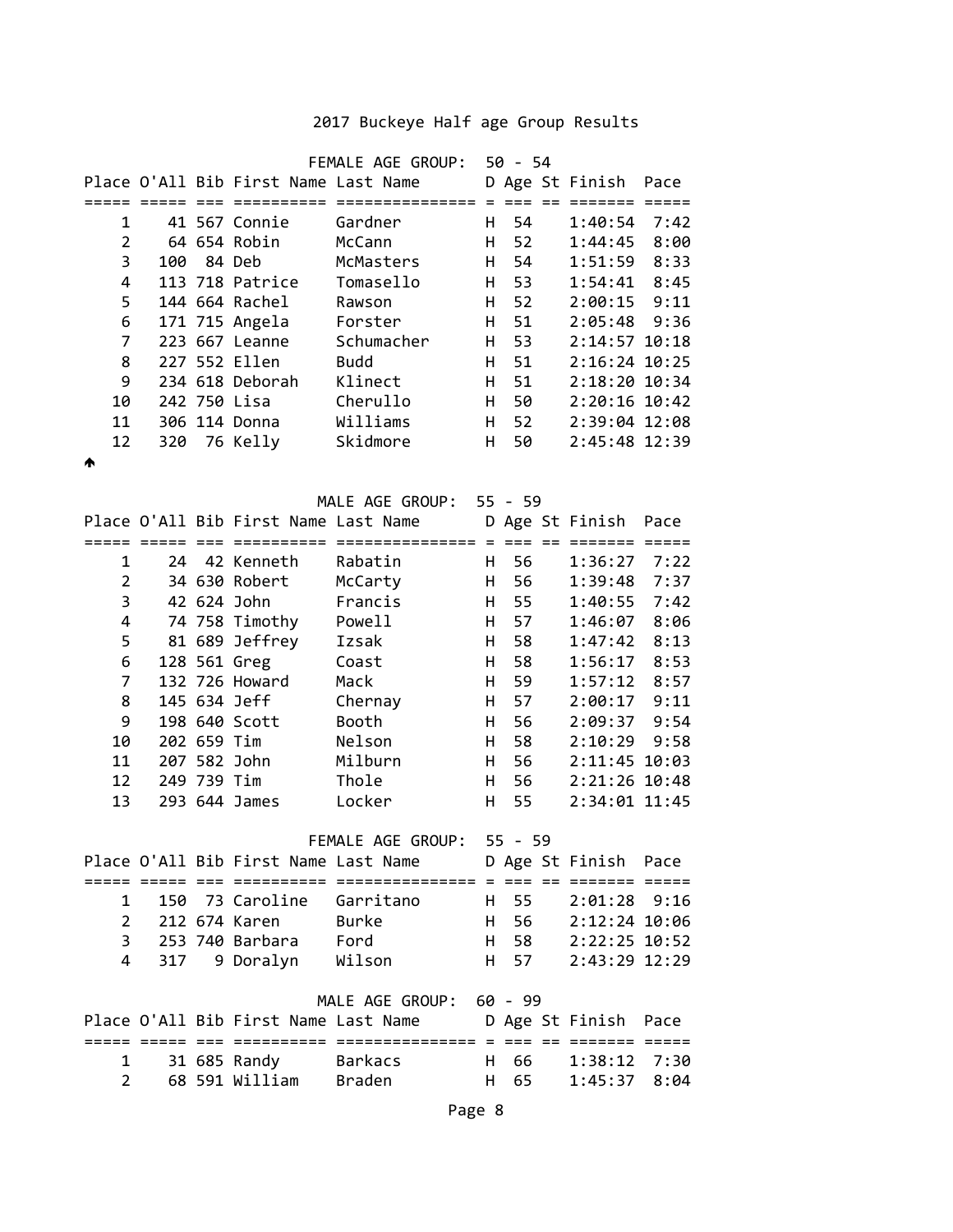# 2017 Buckeye Half age Group Results

## FEMALE AGE GROUP: 50 - 54

| Place | O'All | Bib | First Name | Last Name | D | Age | St | Finish | Pace |
|---|---|---|---|---|---|---|---|---|---|
| 1 | 41 | 567 | Connie | Gardner | H | 54 | | 1:40:54 | 7:42 |
| 2 | 64 | 654 | Robin | McCann | H | 52 | | 1:44:45 | 8:00 |
| 3 | 100 | 84 | Deb | McMasters | H | 54 | | 1:51:59 | 8:33 |
| 4 | 113 | 718 | Patrice | Tomasello | H | 53 | | 1:54:41 | 8:45 |
| 5 | 144 | 664 | Rachel | Rawson | H | 52 | | 2:00:15 | 9:11 |
| 6 | 171 | 715 | Angela | Forster | H | 51 | | 2:05:48 | 9:36 |
| 7 | 223 | 667 | Leanne | Schumacher | H | 53 | | 2:14:57 | 10:18 |
| 8 | 227 | 552 | Ellen | Budd | H | 51 | | 2:16:24 | 10:25 |
| 9 | 234 | 618 | Deborah | Klinect | H | 51 | | 2:18:20 | 10:34 |
| 10 | 242 | 750 | Lisa | Cherullo | H | 50 | | 2:20:16 | 10:42 |
| 11 | 306 | 114 | Donna | Williams | H | 52 | | 2:39:04 | 12:08 |
| 12 | 320 | 76 | Kelly | Skidmore | H | 50 | | 2:45:48 | 12:39 |

## MALE AGE GROUP: 55 - 59

| Place | O'All | Bib | First Name | Last Name | D | Age | St | Finish | Pace |
|---|---|---|---|---|---|---|---|---|---|
| 1 | 24 | 42 | Kenneth | Rabatin | H | 56 | | 1:36:27 | 7:22 |
| 2 | 34 | 630 | Robert | McCarty | H | 56 | | 1:39:48 | 7:37 |
| 3 | 42 | 624 | John | Francis | H | 55 | | 1:40:55 | 7:42 |
| 4 | 74 | 758 | Timothy | Powell | H | 57 | | 1:46:07 | 8:06 |
| 5 | 81 | 689 | Jeffrey | Izsak | H | 58 | | 1:47:42 | 8:13 |
| 6 | 128 | 561 | Greg | Coast | H | 58 | | 1:56:17 | 8:53 |
| 7 | 132 | 726 | Howard | Mack | H | 59 | | 1:57:12 | 8:57 |
| 8 | 145 | 634 | Jeff | Chernay | H | 57 | | 2:00:17 | 9:11 |
| 9 | 198 | 640 | Scott | Booth | H | 56 | | 2:09:37 | 9:54 |
| 10 | 202 | 659 | Tim | Nelson | H | 58 | | 2:10:29 | 9:58 |
| 11 | 207 | 582 | John | Milburn | H | 56 | | 2:11:45 | 10:03 |
| 12 | 249 | 739 | Tim | Thole | H | 56 | | 2:21:26 | 10:48 |
| 13 | 293 | 644 | James | Locker | H | 55 | | 2:34:01 | 11:45 |

## FEMALE AGE GROUP: 55 - 59

| Place | O'All | Bib | First Name | Last Name | D | Age | St | Finish | Pace |
|---|---|---|---|---|---|---|---|---|---|
| 1 | 150 | 73 | Caroline | Garritano | H | 55 | | 2:01:28 | 9:16 |
| 2 | 212 | 674 | Karen | Burke | H | 56 | | 2:12:24 | 10:06 |
| 3 | 253 | 740 | Barbara | Ford | H | 58 | | 2:22:25 | 10:52 |
| 4 | 317 | 9 | Doralyn | Wilson | H | 57 | | 2:43:29 | 12:29 |

## MALE AGE GROUP: 60 - 99

| Place | O'All | Bib | First Name | Last Name | D | Age | St | Finish | Pace |
|---|---|---|---|---|---|---|---|---|---|
| 1 | 31 | 685 | Randy | Barkacs | H | 66 | | 1:38:12 | 7:30 |
| 2 | 68 | 591 | William | Braden | H | 65 | | 1:45:37 | 8:04 |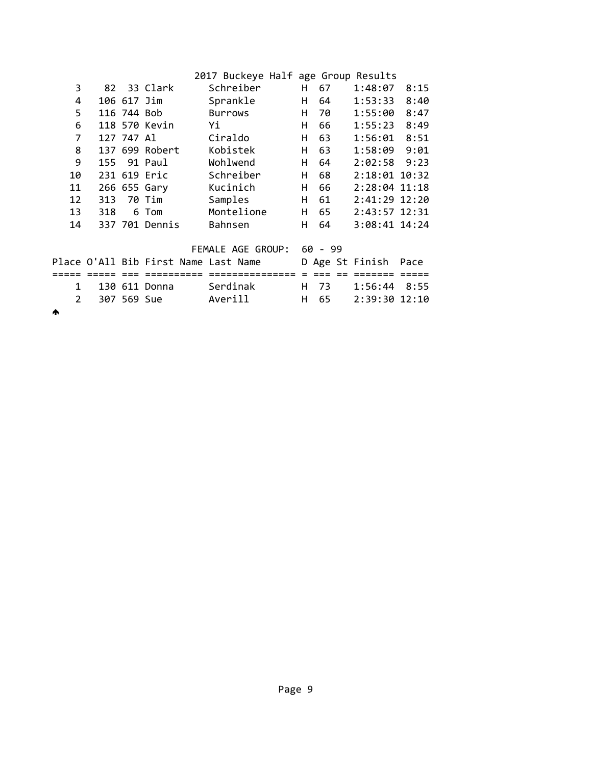2017 Buckeye Half age Group Results

| Place | O'All | Bib | First Name | Last Name | D | Age | St | Finish | Pace |
|---|---|---|---|---|---|---|---|---|---|
| 3 | 82 | 33 | Clark | Schreiber | H | 67 | | 1:48:07 | 8:15 |
| 4 | 106 | 617 | Jim | Sprankle | H | 64 | | 1:53:33 | 8:40 |
| 5 | 116 | 744 | Bob | Burrows | H | 70 | | 1:55:00 | 8:47 |
| 6 | 118 | 570 | Kevin | Yi | H | 66 | | 1:55:23 | 8:49 |
| 7 | 127 | 747 | Al | Ciraldo | H | 63 | | 1:56:01 | 8:51 |
| 8 | 137 | 699 | Robert | Kobistek | H | 63 | | 1:58:09 | 9:01 |
| 9 | 155 | 91 | Paul | Wohlwend | H | 64 | | 2:02:58 | 9:23 |
| 10 | 231 | 619 | Eric | Schreiber | H | 68 | | 2:18:01 | 10:32 |
| 11 | 266 | 655 | Gary | Kucinich | H | 66 | | 2:28:04 | 11:18 |
| 12 | 313 | 70 | Tim | Samples | H | 61 | | 2:41:29 | 12:20 |
| 13 | 318 | 6 | Tom | Montelione | H | 65 | | 2:43:57 | 12:31 |
| 14 | 337 | 701 | Dennis | Bahnsen | H | 64 | | 3:08:41 | 14:24 |

FEMALE AGE GROUP: 60 - 99

| Place | O'All | Bib | First Name | Last Name | D | Age | St | Finish | Pace |
|---|---|---|---|---|---|---|---|---|---|
| 1 | 130 | 611 | Donna | Serdinak | H | 73 | | 1:56:44 | 8:55 |
| 2 | 307 | 569 | Sue | Averill | H | 65 | | 2:39:30 | 12:10 |